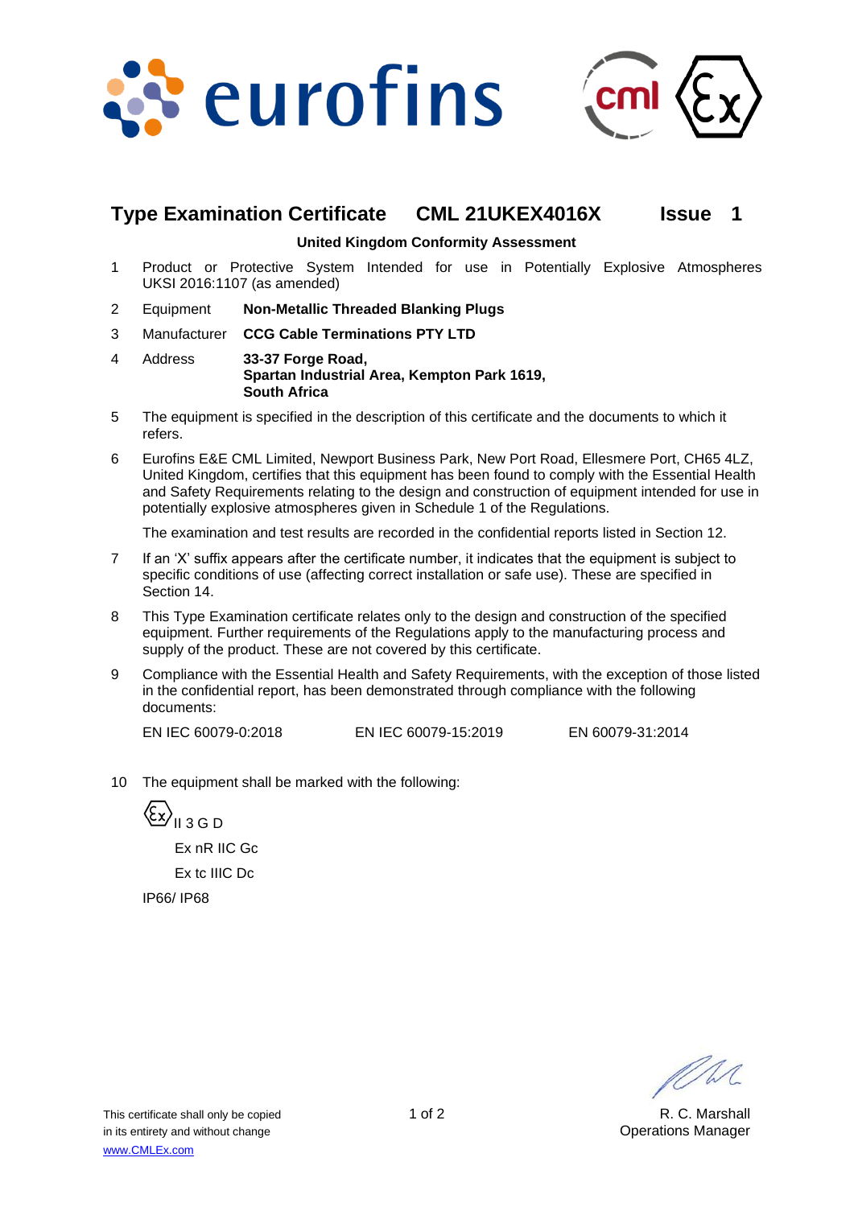# Type Examination Certificate CML 21UKEX4016X Issue 1

**United Kingdom Conformity Assessment**

1. Product or Protective System Intended for use in Potentially Explosive Atmospheres UKSI 2016:1107 (as amended)

2. Equipment **Non-Metallic Threaded Blanking Plugs**

3. Manufacturer **CCG Cable Terminations PTY LTD**

4. Address **33-37 Forge Road, Spartan Industrial Area, Kempton Park 1619, South Africa**

5. The equipment is specified in the description of this certificate and the documents to which it refers.

6. Eurofins E&E CML Limited, Newport Business Park, New Port Road, Ellesmere Port, CH65 4LZ, United Kingdom, certifies that this equipment has been found to comply with the Essential Health and Safety Requirements relating to the design and construction of equipment intended for use in potentially explosive atmospheres given in Schedule 1 of the Regulations.

   The examination and test results are recorded in the confidential reports listed in Section 12.

7. If an 'X' suffix appears after the certificate number, it indicates that the equipment is subject to specific conditions of use (affecting correct installation or safe use). These are specified in Section 14.

8. This Type Examination certificate relates only to the design and construction of the specified equipment. Further requirements of the Regulations apply to the manufacturing process and supply of the product. These are not covered by this certificate.

9. Compliance with the Essential Health and Safety Requirements, with the exception of those listed in the confidential report, has been demonstrated through compliance with the following documents:

   EN IEC 60079-0:2018 EN IEC 60079-15:2019 EN 60079-31:2014

10. The equipment shall be marked with the following:

    Ex II 3 G D

    Ex nR IIC Gc

    Ex tc IIIC Dc

    IP66/ IP68

This certificate shall only be copied in its entirety and without change

www.CMLEx.com

R. C. Marshall
Operations Manager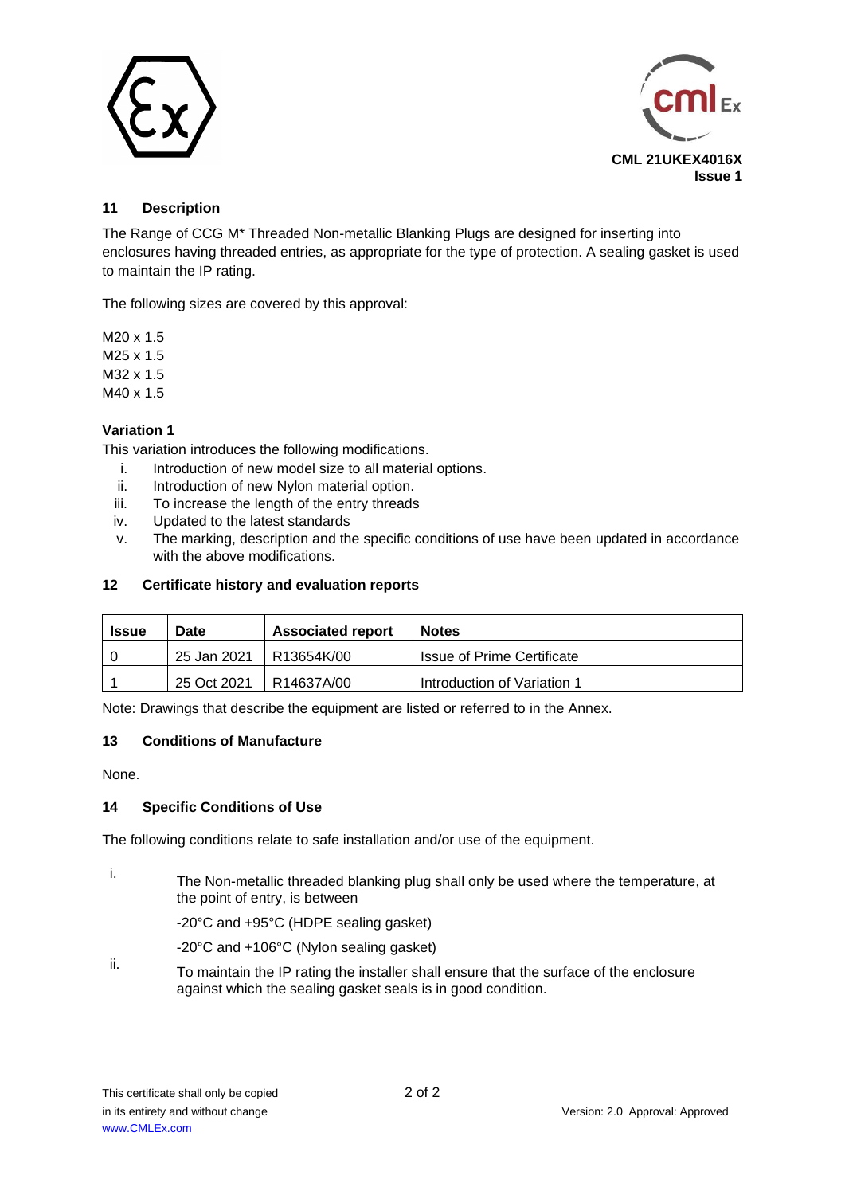**CML 21UKEX4016X**
**Issue 1**

## 11 Description

The Range of CCG M* Threaded Non-metallic Blanking Plugs are designed for inserting into enclosures having threaded entries, as appropriate for the type of protection. A sealing gasket is used to maintain the IP rating.

The following sizes are covered by this approval:

M20 x 1.5
M25 x 1.5
M32 x 1.5
M40 x 1.5

**Variation 1**

This variation introduces the following modifications.

i. Introduction of new model size to all material options.
ii. Introduction of new Nylon material option.
iii. To increase the length of the entry threads
iv. Updated to the latest standards
v. The marking, description and the specific conditions of use have been updated in accordance with the above modifications.

## 12 Certificate history and evaluation reports

| Issue | Date | Associated report | Notes |
|---|---|---|---|
| 0 | 25 Jan 2021 | R13654K/00 | Issue of Prime Certificate |
| 1 | 25 Oct 2021 | R14637A/00 | Introduction of Variation 1 |

Note: Drawings that describe the equipment are listed or referred to in the Annex.

## 13 Conditions of Manufacture

None.

## 14 Specific Conditions of Use

The following conditions relate to safe installation and/or use of the equipment.

i. The Non-metallic threaded blanking plug shall only be used where the temperature, at the point of entry, is between

   -20°C and +95°C (HDPE sealing gasket)

   -20°C and +106°C (Nylon sealing gasket)

ii. To maintain the IP rating the installer shall ensure that the surface of the enclosure against which the sealing gasket seals is in good condition.

This certificate shall only be copied in its entirety and without change
www.CMLEx.com

Version: 2.0 Approval: Approved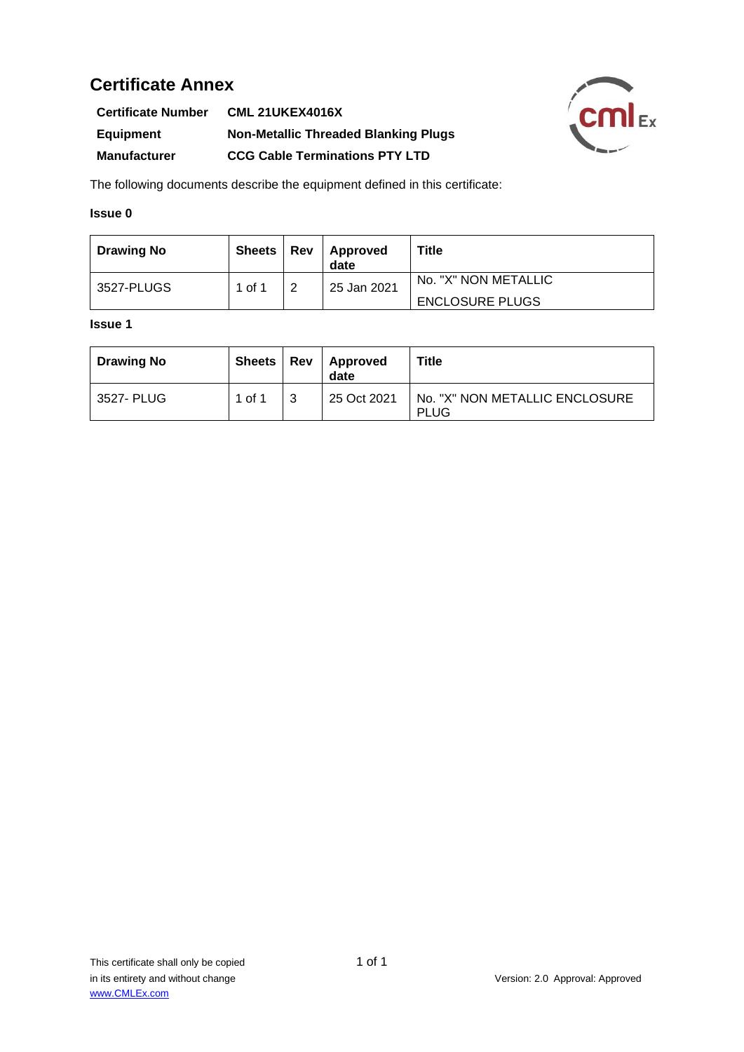## Certificate Annex

**Certificate Number** CML 21UKEX4016X

**Equipment** Non-Metallic Threaded Blanking Plugs

**Manufacturer** CCG Cable Terminations PTY LTD

The following documents describe the equipment defined in this certificate:

**Issue 0**

| Drawing No | Sheets | Rev | Approved date | Title |
|---|---|---|---|---|
| 3527-PLUGS | 1 of 1 | 2 | 25 Jan 2021 | No. "X" NON METALLIC ENCLOSURE PLUGS |

**Issue 1**

| Drawing No | Sheets | Rev | Approved date | Title |
|---|---|---|---|---|
| 3527- PLUG | 1 of 1 | 3 | 25 Oct 2021 | No. "X" NON METALLIC ENCLOSURE PLUG |

This certificate shall only be copied in its entirety and without change
www.CMLEx.com

Version: 2.0 Approval: Approved